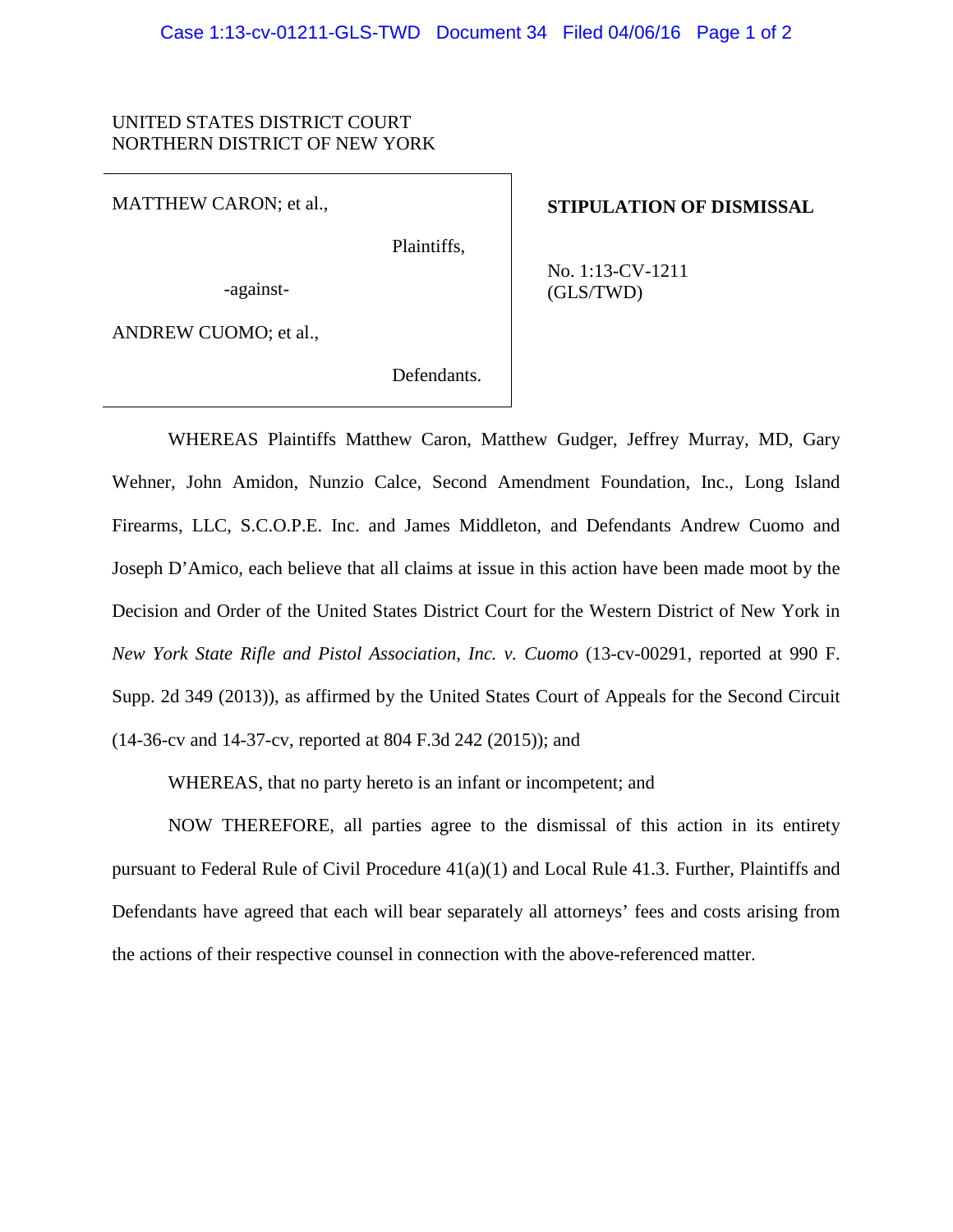UNITED STATES DISTRICT COURT
NORTHERN DISTRICT OF NEW YORK

| | |
|---|---|
| MATTHEW CARON; et al., Plaintiffs, -against- ANDREW CUOMO; et al., Defendants. | **STIPULATION OF DISMISSAL** No. 1:13-CV-1211 (GLS/TWD) |

WHEREAS Plaintiffs Matthew Caron, Matthew Gudger, Jeffrey Murray, MD, Gary Wehner, John Amidon, Nunzio Calce, Second Amendment Foundation, Inc., Long Island Firearms, LLC, S.C.O.P.E. Inc. and James Middleton, and Defendants Andrew Cuomo and Joseph D'Amico, each believe that all claims at issue in this action have been made moot by the Decision and Order of the United States District Court for the Western District of New York in *New York State Rifle and Pistol Association, Inc. v. Cuomo* (13-cv-00291, reported at 990 F. Supp. 2d 349 (2013)), as affirmed by the United States Court of Appeals for the Second Circuit (14-36-cv and 14-37-cv, reported at 804 F.3d 242 (2015)); and

WHEREAS, that no party hereto is an infant or incompetent; and

NOW THEREFORE, all parties agree to the dismissal of this action in its entirety pursuant to Federal Rule of Civil Procedure 41(a)(1) and Local Rule 41.3. Further, Plaintiffs and Defendants have agreed that each will bear separately all attorneys' fees and costs arising from the actions of their respective counsel in connection with the above-referenced matter.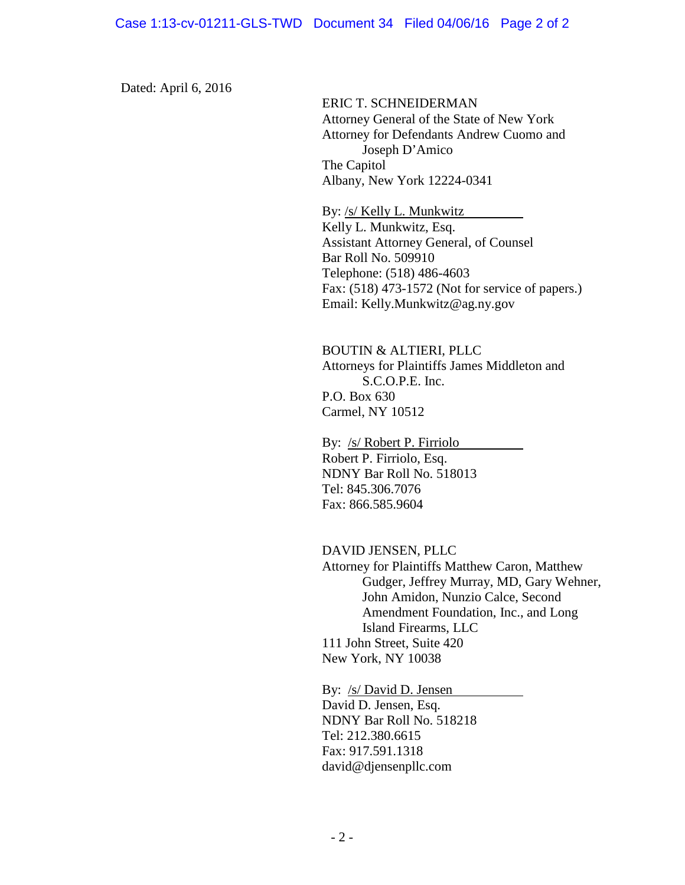Dated: April 6, 2016

ERIC T. SCHNEIDERMAN
Attorney General of the State of New York
Attorney for Defendants Andrew Cuomo and
Joseph D'Amico
The Capitol
Albany, New York 12224-0341

By: /s/ Kelly L. Munkwitz
Kelly L. Munkwitz, Esq.
Assistant Attorney General, of Counsel
Bar Roll No. 509910
Telephone: (518) 486-4603
Fax: (518) 473-1572 (Not for service of papers.)
Email: Kelly.Munkwitz@ag.ny.gov

BOUTIN & ALTIERI, PLLC
Attorneys for Plaintiffs James Middleton and
S.C.O.P.E. Inc.
P.O. Box 630
Carmel, NY 10512

By: /s/ Robert P. Firriolo
Robert P. Firriolo, Esq.
NDNY Bar Roll No. 518013
Tel: 845.306.7076
Fax: 866.585.9604

DAVID JENSEN, PLLC
Attorney for Plaintiffs Matthew Caron, Matthew
Gudger, Jeffrey Murray, MD, Gary Wehner,
John Amidon, Nunzio Calce, Second
Amendment Foundation, Inc., and Long
Island Firearms, LLC
111 John Street, Suite 420
New York, NY 10038

By: /s/ David D. Jensen
David D. Jensen, Esq.
NDNY Bar Roll No. 518218
Tel: 212.380.6615
Fax: 917.591.1318
david@djensenpllc.com